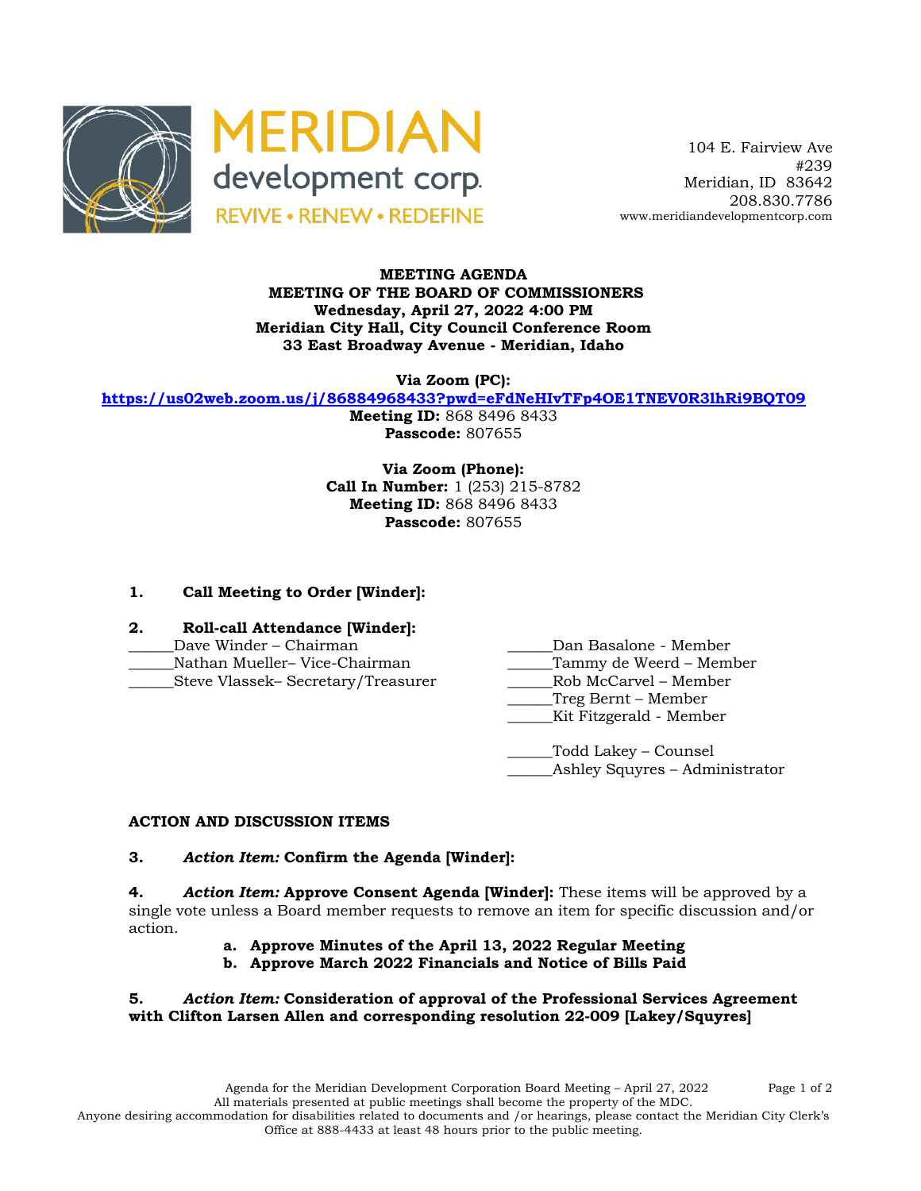MERIDIAN development corp.
REVIVE • RENEW • REDEFINE

104 E. Fairview Ave
#239
Meridian, ID 83642
208.830.7786
www.meridiandevelopmentcorp.com

**MEETING AGENDA**
**MEETING OF THE BOARD OF COMMISSIONERS**
**Wednesday, April 27, 2022 4:00 PM**
**Meridian City Hall, City Council Conference Room**
**33 East Broadway Avenue - Meridian, Idaho**

**Via Zoom (PC):**
**https://us02web.zoom.us/j/86884968433?pwd=eFdNeHIvTFp4OE1TNEV0R3lhRi9BQT09**
**Meeting ID:** 868 8496 8433
**Passcode:** 807655

**Via Zoom (Phone):**
**Call In Number:** 1 (253) 215-8782
**Meeting ID:** 868 8496 8433
**Passcode:** 807655

**1. Call Meeting to Order [Winder]:**

**2. Roll-call Attendance [Winder]:**

______Dave Winder – Chairman
______Nathan Mueller– Vice-Chairman
______Steve Vlassek– Secretary/Treasurer
______Dan Basalone - Member
______Tammy de Weerd – Member
______Rob McCarvel – Member
______Treg Bernt – Member
______Kit Fitzgerald - Member

______Todd Lakey – Counsel
______Ashley Squyres – Administrator

**ACTION AND DISCUSSION ITEMS**

**3.** ***Action Item:*** **Confirm the Agenda [Winder]:**

**4.** ***Action Item:*** **Approve Consent Agenda [Winder]:** These items will be approved by a single vote unless a Board member requests to remove an item for specific discussion and/or action.

- **a. Approve Minutes of the April 13, 2022 Regular Meeting**
- **b. Approve March 2022 Financials and Notice of Bills Paid**

**5.** ***Action Item:*** **Consideration of approval of the Professional Services Agreement with Clifton Larsen Allen and corresponding resolution 22-009 [Lakey/Squyres]**

Agenda for the Meridian Development Corporation Board Meeting – April 27, 2022
All materials presented at public meetings shall become the property of the MDC.
Anyone desiring accommodation for disabilities related to documents and /or hearings, please contact the Meridian City Clerk's Office at 888-4433 at least 48 hours prior to the public meeting.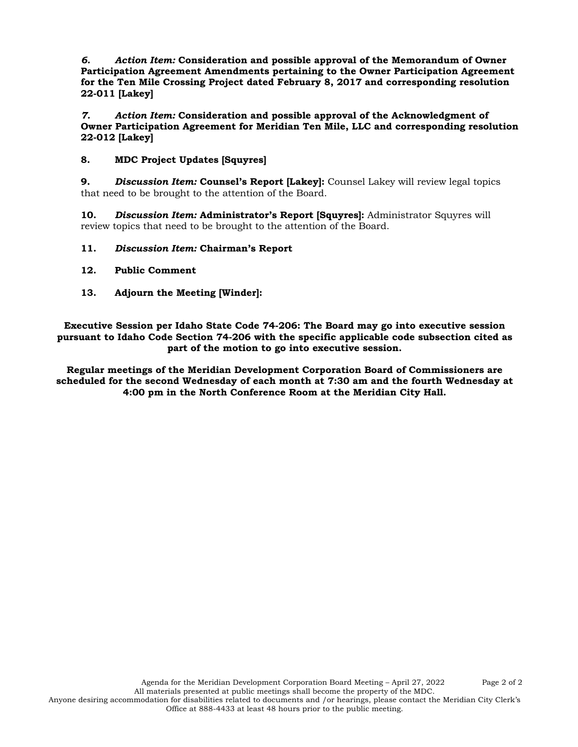***6.*** ***Action Item:*** **Consideration and possible approval of the Memorandum of Owner Participation Agreement Amendments pertaining to the Owner Participation Agreement for the Ten Mile Crossing Project dated February 8, 2017 and corresponding resolution 22-011 [Lakey]**

***7.*** ***Action Item:*** **Consideration and possible approval of the Acknowledgment of Owner Participation Agreement for Meridian Ten Mile, LLC and corresponding resolution 22-012 [Lakey]**

**8. MDC Project Updates [Squyres]**

**9.** ***Discussion Item:*** **Counsel's Report [Lakey]:** Counsel Lakey will review legal topics that need to be brought to the attention of the Board.

**10.** ***Discussion Item:*** **Administrator's Report [Squyres]:** Administrator Squyres will review topics that need to be brought to the attention of the Board.

**11.** ***Discussion Item:*** **Chairman's Report**

**12. Public Comment**

**13. Adjourn the Meeting [Winder]:**

**Executive Session per Idaho State Code 74-206: The Board may go into executive session pursuant to Idaho Code Section 74-206 with the specific applicable code subsection cited as part of the motion to go into executive session.**

**Regular meetings of the Meridian Development Corporation Board of Commissioners are scheduled for the second Wednesday of each month at 7:30 am and the fourth Wednesday at 4:00 pm in the North Conference Room at the Meridian City Hall.**

Agenda for the Meridian Development Corporation Board Meeting – April 27, 2022

All materials presented at public meetings shall become the property of the MDC.

Anyone desiring accommodation for disabilities related to documents and /or hearings, please contact the Meridian City Clerk's Office at 888-4433 at least 48 hours prior to the public meeting.